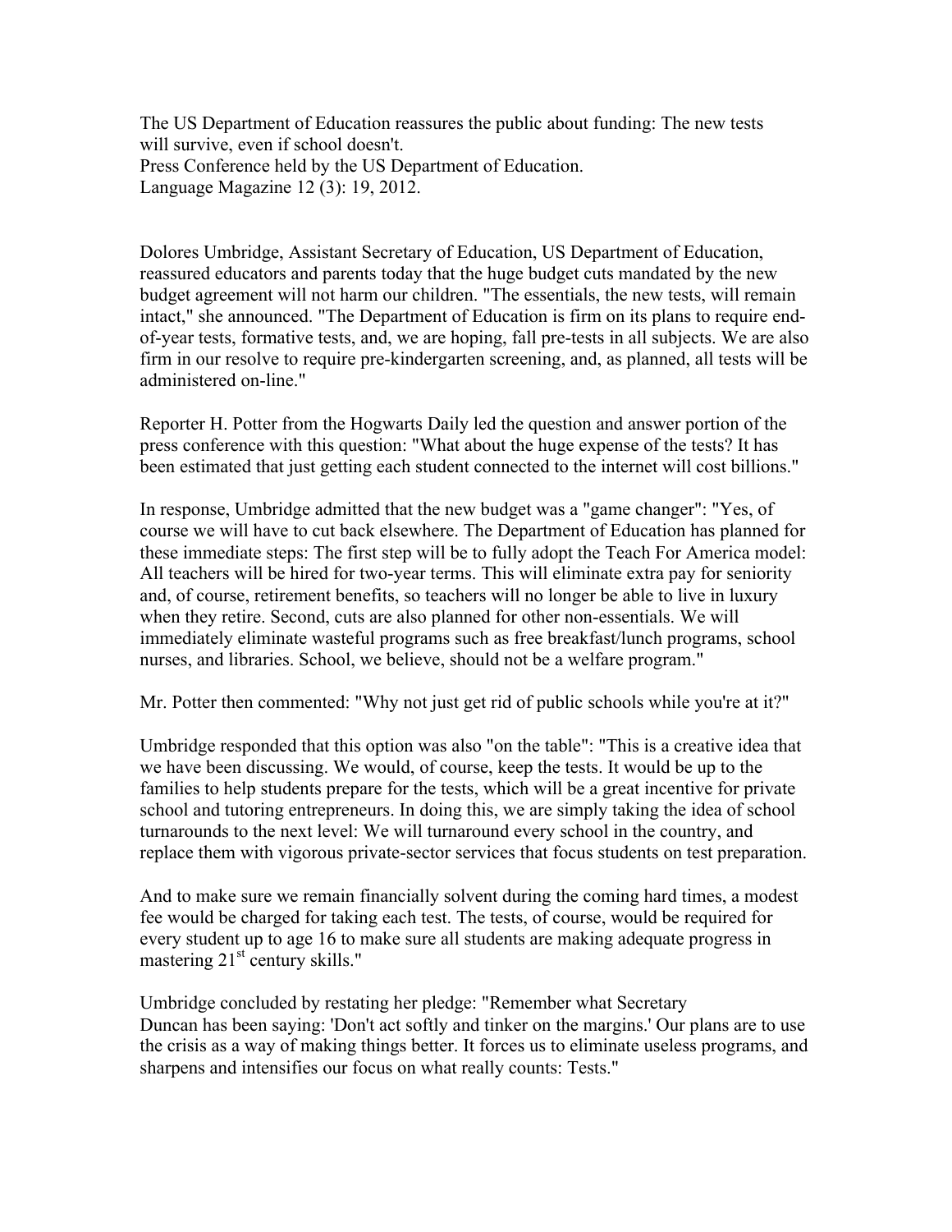The US Department of Education reassures the public about funding: The new tests will survive, even if school doesn't.
Press Conference held by the US Department of Education.
Language Magazine 12 (3): 19, 2012.

Dolores Umbridge, Assistant Secretary of Education, US Department of Education, reassured educators and parents today that the huge budget cuts mandated by the new budget agreement will not harm our children. "The essentials, the new tests, will remain intact," she announced. "The Department of Education is firm on its plans to require end-of-year tests, formative tests, and, we are hoping, fall pre-tests in all subjects. We are also firm in our resolve to require pre-kindergarten screening, and, as planned, all tests will be administered on-line."

Reporter H. Potter from the Hogwarts Daily led the question and answer portion of the press conference with this question: "What about the huge expense of the tests? It has been estimated that just getting each student connected to the internet will cost billions."

In response, Umbridge admitted that the new budget was a "game changer": "Yes, of course we will have to cut back elsewhere. The Department of Education has planned for these immediate steps: The first step will be to fully adopt the Teach For America model: All teachers will be hired for two-year terms. This will eliminate extra pay for seniority and, of course, retirement benefits, so teachers will no longer be able to live in luxury when they retire. Second, cuts are also planned for other non-essentials. We will immediately eliminate wasteful programs such as free breakfast/lunch programs, school nurses, and libraries. School, we believe, should not be a welfare program."

Mr. Potter then commented: "Why not just get rid of public schools while you're at it?"

Umbridge responded that this option was also "on the table": "This is a creative idea that we have been discussing. We would, of course, keep the tests. It would be up to the families to help students prepare for the tests, which will be a great incentive for private school and tutoring entrepreneurs. In doing this, we are simply taking the idea of school turnarounds to the next level: We will turnaround every school in the country, and replace them with vigorous private-sector services that focus students on test preparation.

And to make sure we remain financially solvent during the coming hard times, a modest fee would be charged for taking each test. The tests, of course, would be required for every student up to age 16 to make sure all students are making adequate progress in mastering 21st century skills."

Umbridge concluded by restating her pledge: "Remember what Secretary Duncan has been saying: 'Don't act softly and tinker on the margins.' Our plans are to use the crisis as a way of making things better. It forces us to eliminate useless programs, and sharpens and intensifies our focus on what really counts: Tests."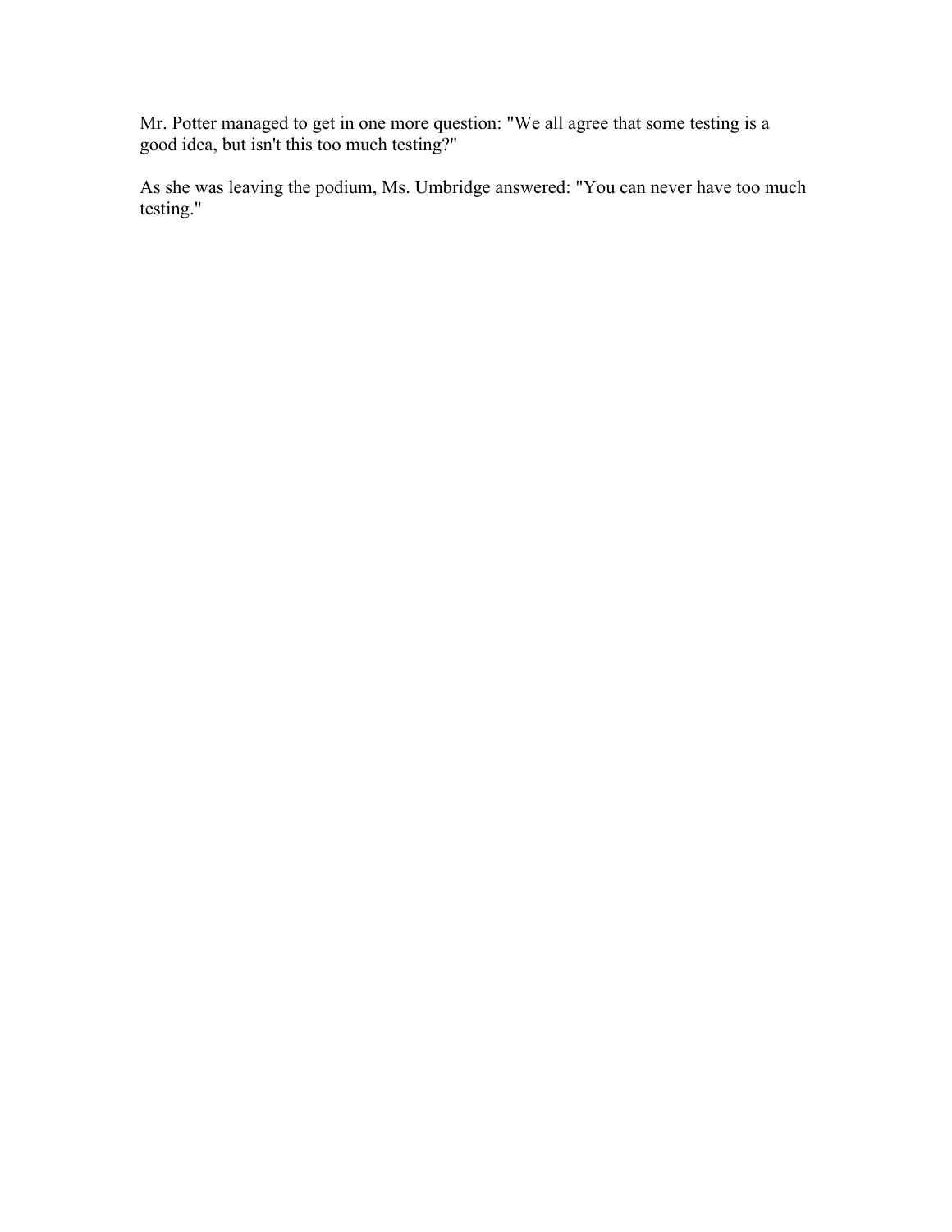Mr. Potter managed to get in one more question: "We all agree that some testing is a good idea, but isn't this too much testing?"

As she was leaving the podium, Ms. Umbridge answered: "You can never have too much testing."